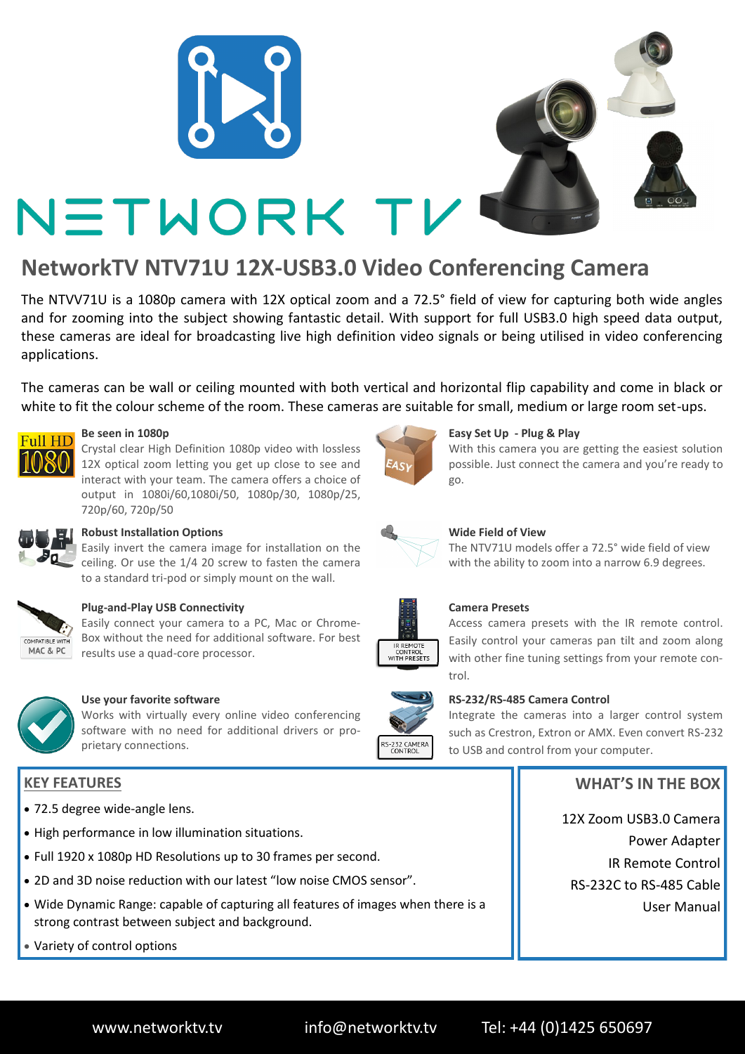# NETWORK TV

## NetworkTV NTV71U 12X-USB3.0 Video Conferencing Camera

The NTVV71U is a 1080p camera with 12X optical zoom and a 72.5° field of view for capturing both wide angles and for zooming into the subject showing fantastic detail. With support for full USB3.0 high speed data output, these cameras are ideal for broadcasting live high definition video signals or being utilised in video conferencing applications.

The cameras can be wall or ceiling mounted with both vertical and horizontal flip capability and come in black or white to fit the colour scheme of the room. These cameras are suitable for small, medium or large room set-ups.

**Be seen in 1080p**
Crystal clear High Definition 1080p video with lossless 12X optical zoom letting you get up close to see and interact with your team. The camera offers a choice of output in 1080i/60,1080i/50, 1080p/30, 1080p/25, 720p/60, 720p/50

**Robust Installation Options**
Easily invert the camera image for installation on the ceiling. Or use the 1/4 20 screw to fasten the camera to a standard tri-pod or simply mount on the wall.

**Plug-and-Play USB Connectivity**
Easily connect your camera to a PC, Mac or Chrome-Box without the need for additional software. For best results use a quad-core processor.

**Use your favorite software**
Works with virtually every online video conferencing software with no need for additional drivers or proprietary connections.

**Easy Set Up - Plug & Play**
With this camera you are getting the easiest solution possible. Just connect the camera and you're ready to go.

**Wide Field of View**
The NTV71U models offer a 72.5° wide field of view with the ability to zoom into a narrow 6.9 degrees.

**Camera Presets**
Access camera presets with the IR remote control. Easily control your cameras pan tilt and zoom along with other fine tuning settings from your remote control.

**RS-232/RS-485 Camera Control**
Integrate the cameras into a larger control system such as Crestron, Extron or AMX. Even convert RS-232 to USB and control from your computer.

### KEY FEATURES

- 72.5 degree wide-angle lens.
- High performance in low illumination situations.
- Full 1920 x 1080p HD Resolutions up to 30 frames per second.
- 2D and 3D noise reduction with our latest "low noise CMOS sensor".
- Wide Dynamic Range: capable of capturing all features of images when there is a strong contrast between subject and background.
- Variety of control options

### WHAT'S IN THE BOX

12X Zoom USB3.0 Camera
Power Adapter
IR Remote Control
RS-232C to RS-485 Cable
User Manual

www.networktv.tv info@networktv.tv Tel: +44 (0)1425 650697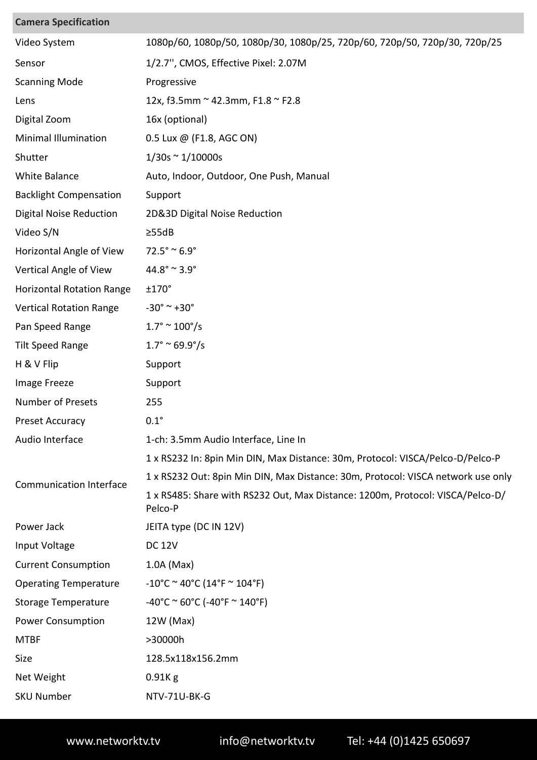| Camera Specification | |
|---|---|
| Video System | 1080p/60, 1080p/50, 1080p/30, 1080p/25, 720p/60, 720p/50, 720p/30, 720p/25 |
| Sensor | 1/2.7'', CMOS, Effective Pixel: 2.07M |
| Scanning Mode | Progressive |
| Lens | 12x, f3.5mm ~ 42.3mm, F1.8 ~ F2.8 |
| Digital Zoom | 16x (optional) |
| Minimal Illumination | 0.5 Lux @ (F1.8, AGC ON) |
| Shutter | 1/30s ~ 1/10000s |
| White Balance | Auto, Indoor, Outdoor, One Push, Manual |
| Backlight Compensation | Support |
| Digital Noise Reduction | 2D&3D Digital Noise Reduction |
| Video S/N | ≥55dB |
| Horizontal Angle of View | 72.5° ~ 6.9° |
| Vertical Angle of View | 44.8° ~ 3.9° |
| Horizontal Rotation Range | ±170° |
| Vertical Rotation Range | -30° ~ +30° |
| Pan Speed Range | 1.7° ~ 100°/s |
| Tilt Speed Range | 1.7° ~ 69.9°/s |
| H & V Flip | Support |
| Image Freeze | Support |
| Number of Presets | 255 |
| Preset Accuracy | 0.1° |
| Audio Interface | 1-ch: 3.5mm Audio Interface, Line In |
| Communication Interface | 1 x RS232 In: 8pin Min DIN, Max Distance: 30m, Protocol: VISCA/Pelco-D/Pelco-P |
| | 1 x RS232 Out: 8pin Min DIN, Max Distance: 30m, Protocol: VISCA network use only |
| | 1 x RS485: Share with RS232 Out, Max Distance: 1200m, Protocol: VISCA/Pelco-D/ Pelco-P |
| Power Jack | JEITA type (DC IN 12V) |
| Input Voltage | DC 12V |
| Current Consumption | 1.0A (Max) |
| Operating Temperature | -10°C ~ 40°C (14°F ~ 104°F) |
| Storage Temperature | -40°C ~ 60°C (-40°F ~ 140°F) |
| Power Consumption | 12W (Max) |
| MTBF | >30000h |
| Size | 128.5x118x156.2mm |
| Net Weight | 0.91K g |
| SKU Number | NTV-71U-BK-G |

www.networktv.tv info@networktv.tv Tel: +44 (0)1425 650697